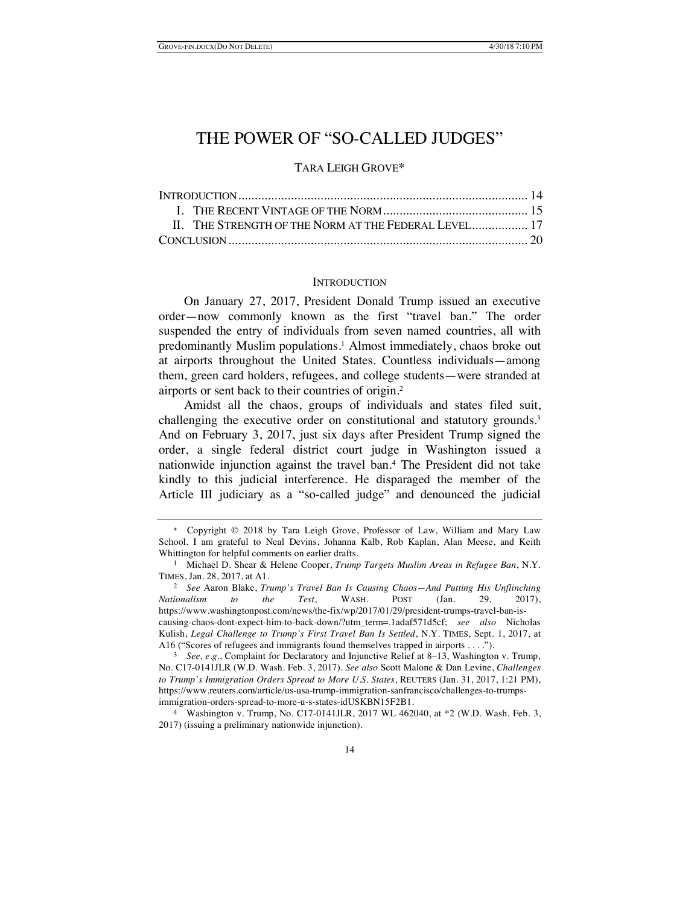# THE POWER OF "SO-CALLED JUDGES"

TARA LEIGH GROVE*

| | |
|---|---|
| INTRODUCTION | 14 |
| I. THE RECENT VINTAGE OF THE NORM | 15 |
| II. THE STRENGTH OF THE NORM AT THE FEDERAL LEVEL | 17 |
| CONCLUSION | 20 |

## INTRODUCTION

On January 27, 2017, President Donald Trump issued an executive order—now commonly known as the first "travel ban." The order suspended the entry of individuals from seven named countries, all with predominantly Muslim populations.[1] Almost immediately, chaos broke out at airports throughout the United States. Countless individuals—among them, green card holders, refugees, and college students—were stranded at airports or sent back to their countries of origin.[2]

Amidst all the chaos, groups of individuals and states filed suit, challenging the executive order on constitutional and statutory grounds.[3] And on February 3, 2017, just six days after President Trump signed the order, a single federal district court judge in Washington issued a nationwide injunction against the travel ban.[4] The President did not take kindly to this judicial interference. He disparaged the member of the Article III judiciary as a "so-called judge" and denounced the judicial

---

\* Copyright © 2018 by Tara Leigh Grove, Professor of Law, William and Mary Law School. I am grateful to Neal Devins, Johanna Kalb, Rob Kaplan, Alan Meese, and Keith Whittington for helpful comments on earlier drafts.

[1] Michael D. Shear & Helene Cooper, *Trump Targets Muslim Areas in Refugee Ban*, N.Y. TIMES, Jan. 28, 2017, at A1.

[2] *See* Aaron Blake, *Trump's Travel Ban Is Causing Chaos—And Putting His Unflinching Nationalism to the Test*, WASH. POST (Jan. 29, 2017), https://www.washingtonpost.com/news/the-fix/wp/2017/01/29/president-trumps-travel-ban-is-causing-chaos-dont-expect-him-to-back-down/?utm_term=.1adaf571d5cf; *see also* Nicholas Kulish, *Legal Challenge to Trump's First Travel Ban Is Settled*, N.Y. TIMES, Sept. 1, 2017, at A16 ("Scores of refugees and immigrants found themselves trapped in airports . . . .").

[3] *See, e.g.*, Complaint for Declaratory and Injunctive Relief at 8–13, Washington v. Trump, No. C17-0141JLR (W.D. Wash. Feb. 3, 2017). *See also* Scott Malone & Dan Levine, *Challenges to Trump's Immigration Orders Spread to More U.S. States*, REUTERS (Jan. 31, 2017, 1:21 PM), https://www.reuters.com/article/us-usa-trump-immigration-sanfrancisco/challenges-to-trumps-immigration-orders-spread-to-more-u-s-states-idUSKBN15F2B1.

[4] Washington v. Trump, No. C17-0141JLR, 2017 WL 462040, at *2 (W.D. Wash. Feb. 3, 2017) (issuing a preliminary nationwide injunction).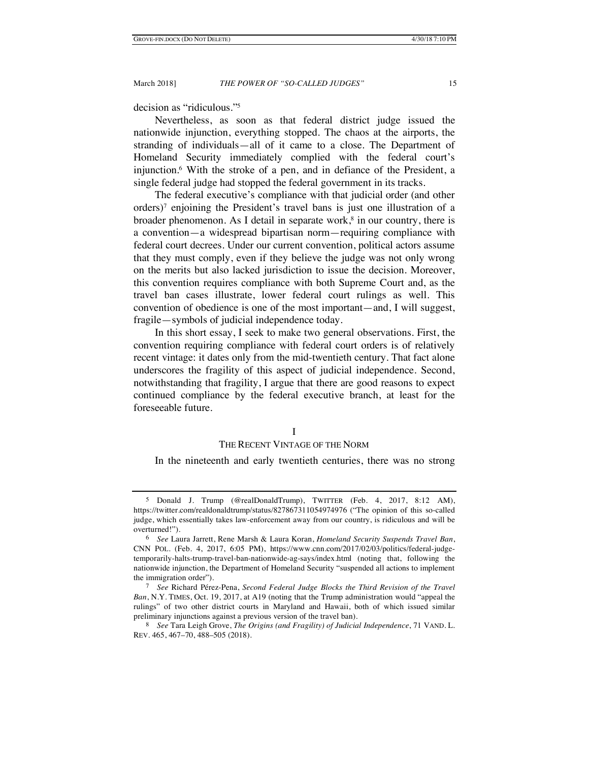decision as "ridiculous."[5]

Nevertheless, as soon as that federal district judge issued the nationwide injunction, everything stopped. The chaos at the airports, the stranding of individuals—all of it came to a close. The Department of Homeland Security immediately complied with the federal court's injunction.[6] With the stroke of a pen, and in defiance of the President, a single federal judge had stopped the federal government in its tracks.

The federal executive's compliance with that judicial order (and other orders)[7] enjoining the President's travel bans is just one illustration of a broader phenomenon. As I detail in separate work,[8] in our country, there is a convention—a widespread bipartisan norm—requiring compliance with federal court decrees. Under our current convention, political actors assume that they must comply, even if they believe the judge was not only wrong on the merits but also lacked jurisdiction to issue the decision. Moreover, this convention requires compliance with both Supreme Court and, as the travel ban cases illustrate, lower federal court rulings as well. This convention of obedience is one of the most important—and, I will suggest, fragile—symbols of judicial independence today.

In this short essay, I seek to make two general observations. First, the convention requiring compliance with federal court orders is of relatively recent vintage: it dates only from the mid-twentieth century. That fact alone underscores the fragility of this aspect of judicial independence. Second, notwithstanding that fragility, I argue that there are good reasons to expect continued compliance by the federal executive branch, at least for the foreseeable future.

## I
## THE RECENT VINTAGE OF THE NORM

In the nineteenth and early twentieth centuries, there was no strong

---

[5] Donald J. Trump (@realDonaldTrump), TWITTER (Feb. 4, 2017, 8:12 AM), https://twitter.com/realdonaldtrump/status/827867311054974976 ("The opinion of this so-called judge, which essentially takes law-enforcement away from our country, is ridiculous and will be overturned!").

[6] *See* Laura Jarrett, Rene Marsh & Laura Koran, *Homeland Security Suspends Travel Ban*, CNN POL. (Feb. 4, 2017, 6:05 PM), https://www.cnn.com/2017/02/03/politics/federal-judge-temporarily-halts-trump-travel-ban-nationwide-ag-says/index.html (noting that, following the nationwide injunction, the Department of Homeland Security "suspended all actions to implement the immigration order").

[7] *See* Richard Pérez-Pena, *Second Federal Judge Blocks the Third Revision of the Travel Ban*, N.Y. TIMES, Oct. 19, 2017, at A19 (noting that the Trump administration would "appeal the rulings" of two other district courts in Maryland and Hawaii, both of which issued similar preliminary injunctions against a previous version of the travel ban).

[8] *See* Tara Leigh Grove, *The Origins (and Fragility) of Judicial Independence*, 71 VAND. L. REV. 465, 467–70, 488–505 (2018).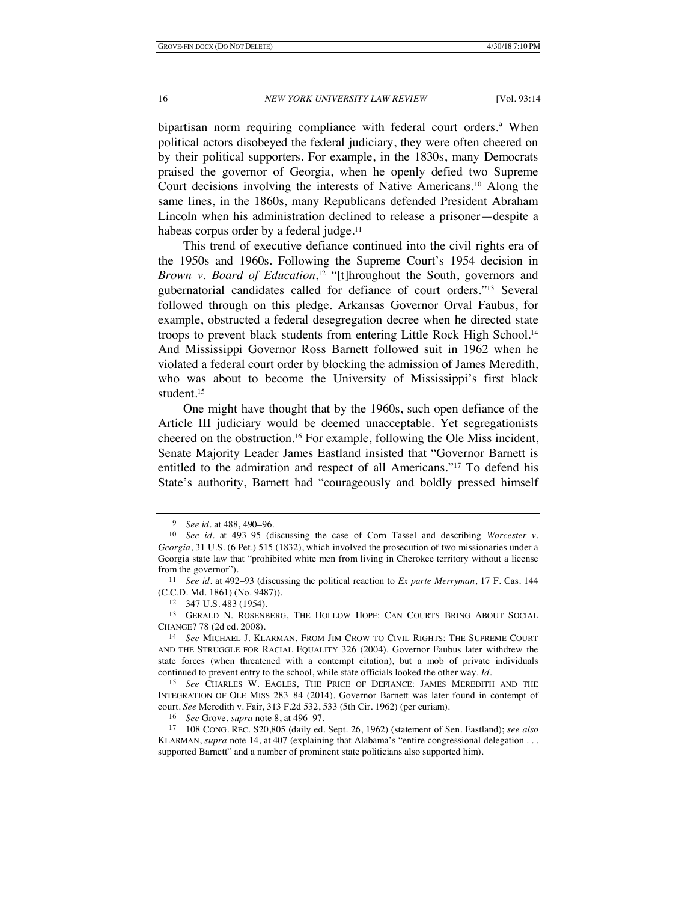bipartisan norm requiring compliance with federal court orders.[9] When political actors disobeyed the federal judiciary, they were often cheered on by their political supporters. For example, in the 1830s, many Democrats praised the governor of Georgia, when he openly defied two Supreme Court decisions involving the interests of Native Americans.[10] Along the same lines, in the 1860s, many Republicans defended President Abraham Lincoln when his administration declined to release a prisoner—despite a habeas corpus order by a federal judge.[11]

This trend of executive defiance continued into the civil rights era of the 1950s and 1960s. Following the Supreme Court's 1954 decision in *Brown v. Board of Education*,[12] "[t]hroughout the South, governors and gubernatorial candidates called for defiance of court orders."[13] Several followed through on this pledge. Arkansas Governor Orval Faubus, for example, obstructed a federal desegregation decree when he directed state troops to prevent black students from entering Little Rock High School.[14] And Mississippi Governor Ross Barnett followed suit in 1962 when he violated a federal court order by blocking the admission of James Meredith, who was about to become the University of Mississippi's first black student.[15]

One might have thought that by the 1960s, such open defiance of the Article III judiciary would be deemed unacceptable. Yet segregationists cheered on the obstruction.[16] For example, following the Ole Miss incident, Senate Majority Leader James Eastland insisted that "Governor Barnett is entitled to the admiration and respect of all Americans."[17] To defend his State's authority, Barnett had "courageously and boldly pressed himself

---

[9] *See id.* at 488, 490–96.

[10] *See id.* at 493–95 (discussing the case of Corn Tassel and describing *Worcester v. Georgia*, 31 U.S. (6 Pet.) 515 (1832), which involved the prosecution of two missionaries under a Georgia state law that "prohibited white men from living in Cherokee territory without a license from the governor").

[11] *See id.* at 492–93 (discussing the political reaction to *Ex parte Merryman*, 17 F. Cas. 144 (C.C.D. Md. 1861) (No. 9487)).

[12] 347 U.S. 483 (1954).

[13] GERALD N. ROSENBERG, THE HOLLOW HOPE: CAN COURTS BRING ABOUT SOCIAL CHANGE? 78 (2d ed. 2008).

[14] *See* MICHAEL J. KLARMAN, FROM JIM CROW TO CIVIL RIGHTS: THE SUPREME COURT AND THE STRUGGLE FOR RACIAL EQUALITY 326 (2004). Governor Faubus later withdrew the state forces (when threatened with a contempt citation), but a mob of private individuals continued to prevent entry to the school, while state officials looked the other way. *Id.*

[15] *See* CHARLES W. EAGLES, THE PRICE OF DEFIANCE: JAMES MEREDITH AND THE INTEGRATION OF OLE MISS 283–84 (2014). Governor Barnett was later found in contempt of court. *See* Meredith v. Fair, 313 F.2d 532, 533 (5th Cir. 1962) (per curiam).

[16] *See* Grove, *supra* note 8, at 496–97.

[17] 108 CONG. REC. S20,805 (daily ed. Sept. 26, 1962) (statement of Sen. Eastland); *see also* KLARMAN, *supra* note 14, at 407 (explaining that Alabama's "entire congressional delegation . . . supported Barnett" and a number of prominent state politicians also supported him).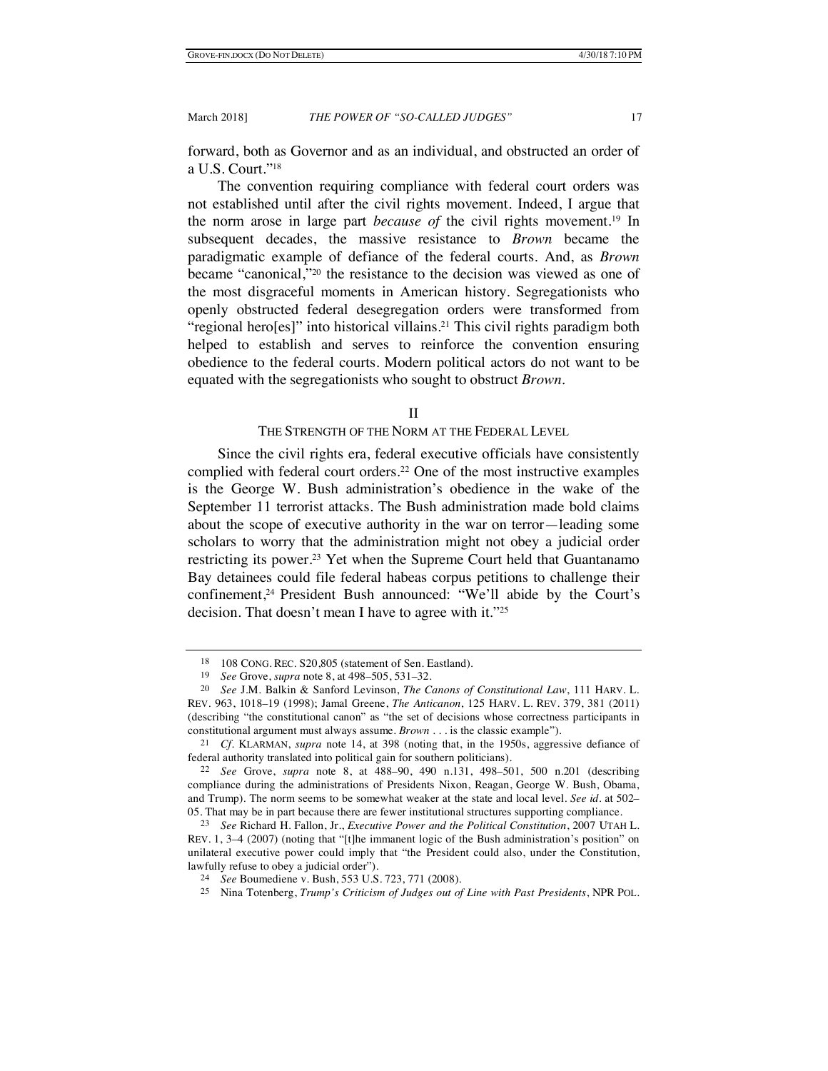forward, both as Governor and as an individual, and obstructed an order of a U.S. Court."[18]

The convention requiring compliance with federal court orders was not established until after the civil rights movement. Indeed, I argue that the norm arose in large part *because of* the civil rights movement.[19] In subsequent decades, the massive resistance to *Brown* became the paradigmatic example of defiance of the federal courts. And, as *Brown* became "canonical,"[20] the resistance to the decision was viewed as one of the most disgraceful moments in American history. Segregationists who openly obstructed federal desegregation orders were transformed from "regional hero[es]" into historical villains.[21] This civil rights paradigm both helped to establish and serves to reinforce the convention ensuring obedience to the federal courts. Modern political actors do not want to be equated with the segregationists who sought to obstruct *Brown*.

## II

## THE STRENGTH OF THE NORM AT THE FEDERAL LEVEL

Since the civil rights era, federal executive officials have consistently complied with federal court orders.[22] One of the most instructive examples is the George W. Bush administration's obedience in the wake of the September 11 terrorist attacks. The Bush administration made bold claims about the scope of executive authority in the war on terror—leading some scholars to worry that the administration might not obey a judicial order restricting its power.[23] Yet when the Supreme Court held that Guantanamo Bay detainees could file federal habeas corpus petitions to challenge their confinement,[24] President Bush announced: "We'll abide by the Court's decision. That doesn't mean I have to agree with it."[25]

---

18 108 CONG. REC. S20,805 (statement of Sen. Eastland).

19 *See* Grove, *supra* note 8, at 498–505, 531–32.

20 *See* J.M. Balkin & Sanford Levinson, *The Canons of Constitutional Law*, 111 HARV. L. REV. 963, 1018–19 (1998); Jamal Greene, *The Anticanon*, 125 HARV. L. REV. 379, 381 (2011) (describing "the constitutional canon" as "the set of decisions whose correctness participants in constitutional argument must always assume. *Brown* . . . is the classic example").

21 *Cf.* KLARMAN, *supra* note 14, at 398 (noting that, in the 1950s, aggressive defiance of federal authority translated into political gain for southern politicians).

22 *See* Grove, *supra* note 8, at 488–90, 490 n.131, 498–501, 500 n.201 (describing compliance during the administrations of Presidents Nixon, Reagan, George W. Bush, Obama, and Trump). The norm seems to be somewhat weaker at the state and local level. *See id.* at 502–05. That may be in part because there are fewer institutional structures supporting compliance.

23 *See* Richard H. Fallon, Jr., *Executive Power and the Political Constitution*, 2007 UTAH L. REV. 1, 3–4 (2007) (noting that "[t]he immanent logic of the Bush administration's position" on unilateral executive power could imply that "the President could also, under the Constitution, lawfully refuse to obey a judicial order").

24 *See* Boumediene v. Bush, 553 U.S. 723, 771 (2008).

25 Nina Totenberg, *Trump's Criticism of Judges out of Line with Past Presidents*, NPR POL.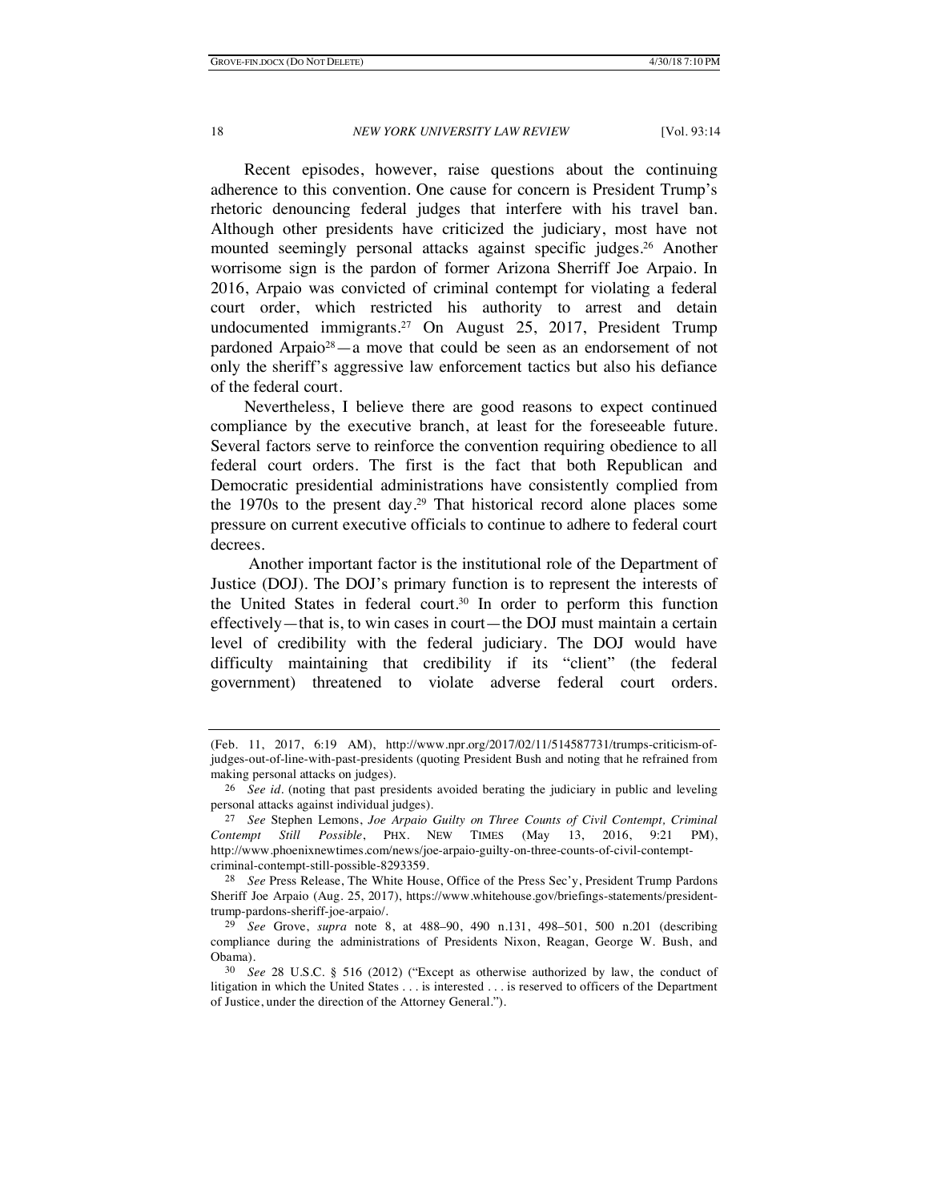Recent episodes, however, raise questions about the continuing adherence to this convention. One cause for concern is President Trump's rhetoric denouncing federal judges that interfere with his travel ban. Although other presidents have criticized the judiciary, most have not mounted seemingly personal attacks against specific judges.[26] Another worrisome sign is the pardon of former Arizona Sherriff Joe Arpaio. In 2016, Arpaio was convicted of criminal contempt for violating a federal court order, which restricted his authority to arrest and detain undocumented immigrants.[27] On August 25, 2017, President Trump pardoned Arpaio[28]—a move that could be seen as an endorsement of not only the sheriff's aggressive law enforcement tactics but also his defiance of the federal court.

Nevertheless, I believe there are good reasons to expect continued compliance by the executive branch, at least for the foreseeable future. Several factors serve to reinforce the convention requiring obedience to all federal court orders. The first is the fact that both Republican and Democratic presidential administrations have consistently complied from the 1970s to the present day.[29] That historical record alone places some pressure on current executive officials to continue to adhere to federal court decrees.

Another important factor is the institutional role of the Department of Justice (DOJ). The DOJ's primary function is to represent the interests of the United States in federal court.[30] In order to perform this function effectively—that is, to win cases in court—the DOJ must maintain a certain level of credibility with the federal judiciary. The DOJ would have difficulty maintaining that credibility if its "client" (the federal government) threatened to violate adverse federal court orders.

---

(Feb. 11, 2017, 6:19 AM), http://www.npr.org/2017/02/11/514587731/trumps-criticism-of-judges-out-of-line-with-past-presidents (quoting President Bush and noting that he refrained from making personal attacks on judges).

26 *See id.* (noting that past presidents avoided berating the judiciary in public and leveling personal attacks against individual judges).

27 *See* Stephen Lemons, *Joe Arpaio Guilty on Three Counts of Civil Contempt, Criminal Contempt Still Possible*, PHX. NEW TIMES (May 13, 2016, 9:21 PM), http://www.phoenixnewtimes.com/news/joe-arpaio-guilty-on-three-counts-of-civil-contempt-criminal-contempt-still-possible-8293359.

28 *See* Press Release, The White House, Office of the Press Sec'y, President Trump Pardons Sheriff Joe Arpaio (Aug. 25, 2017), https://www.whitehouse.gov/briefings-statements/president-trump-pardons-sheriff-joe-arpaio/.

29 *See* Grove, *supra* note 8, at 488–90, 490 n.131, 498–501, 500 n.201 (describing compliance during the administrations of Presidents Nixon, Reagan, George W. Bush, and Obama).

30 *See* 28 U.S.C. § 516 (2012) ("Except as otherwise authorized by law, the conduct of litigation in which the United States . . . is interested . . . is reserved to officers of the Department of Justice, under the direction of the Attorney General.").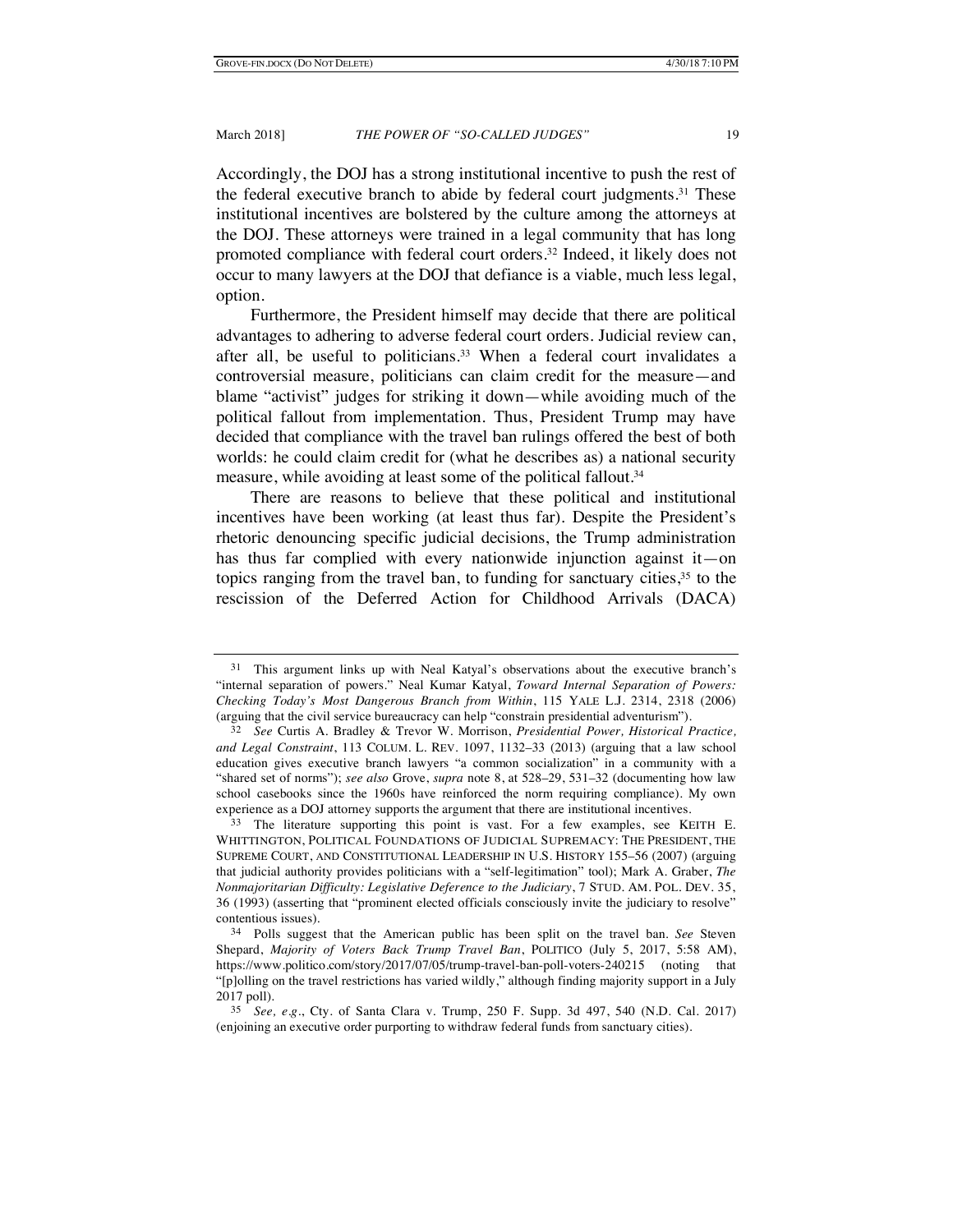Accordingly, the DOJ has a strong institutional incentive to push the rest of the federal executive branch to abide by federal court judgments.[31] These institutional incentives are bolstered by the culture among the attorneys at the DOJ. These attorneys were trained in a legal community that has long promoted compliance with federal court orders.[32] Indeed, it likely does not occur to many lawyers at the DOJ that defiance is a viable, much less legal, option.

Furthermore, the President himself may decide that there are political advantages to adhering to adverse federal court orders. Judicial review can, after all, be useful to politicians.[33] When a federal court invalidates a controversial measure, politicians can claim credit for the measure—and blame "activist" judges for striking it down—while avoiding much of the political fallout from implementation. Thus, President Trump may have decided that compliance with the travel ban rulings offered the best of both worlds: he could claim credit for (what he describes as) a national security measure, while avoiding at least some of the political fallout.[34]

There are reasons to believe that these political and institutional incentives have been working (at least thus far). Despite the President's rhetoric denouncing specific judicial decisions, the Trump administration has thus far complied with every nationwide injunction against it—on topics ranging from the travel ban, to funding for sanctuary cities,[35] to the rescission of the Deferred Action for Childhood Arrivals (DACA)

---

[31] This argument links up with Neal Katyal's observations about the executive branch's "internal separation of powers." Neal Kumar Katyal, *Toward Internal Separation of Powers: Checking Today's Most Dangerous Branch from Within*, 115 YALE L.J. 2314, 2318 (2006) (arguing that the civil service bureaucracy can help "constrain presidential adventurism").

[32] *See* Curtis A. Bradley & Trevor W. Morrison, *Presidential Power, Historical Practice, and Legal Constraint*, 113 COLUM. L. REV. 1097, 1132–33 (2013) (arguing that a law school education gives executive branch lawyers "a common socialization" in a community with a "shared set of norms"); *see also* Grove, *supra* note 8, at 528–29, 531–32 (documenting how law school casebooks since the 1960s have reinforced the norm requiring compliance). My own experience as a DOJ attorney supports the argument that there are institutional incentives.

[33] The literature supporting this point is vast. For a few examples, see KEITH E. WHITTINGTON, POLITICAL FOUNDATIONS OF JUDICIAL SUPREMACY: THE PRESIDENT, THE SUPREME COURT, AND CONSTITUTIONAL LEADERSHIP IN U.S. HISTORY 155–56 (2007) (arguing that judicial authority provides politicians with a "self-legitimation" tool); Mark A. Graber, *The Nonmajoritarian Difficulty: Legislative Deference to the Judiciary*, 7 STUD. AM. POL. DEV. 35, 36 (1993) (asserting that "prominent elected officials consciously invite the judiciary to resolve" contentious issues).

[34] Polls suggest that the American public has been split on the travel ban. *See* Steven Shepard, *Majority of Voters Back Trump Travel Ban*, POLITICO (July 5, 2017, 5:58 AM), https://www.politico.com/story/2017/07/05/trump-travel-ban-poll-voters-240215 (noting that "[p]olling on the travel restrictions has varied wildly," although finding majority support in a July 2017 poll).

[35] *See, e.g.*, Cty. of Santa Clara v. Trump, 250 F. Supp. 3d 497, 540 (N.D. Cal. 2017) (enjoining an executive order purporting to withdraw federal funds from sanctuary cities).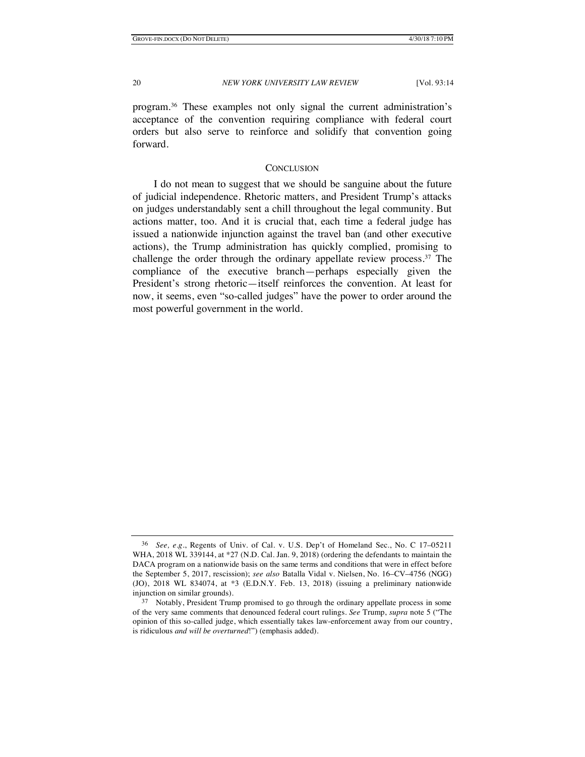program.[36] These examples not only signal the current administration's acceptance of the convention requiring compliance with federal court orders but also serve to reinforce and solidify that convention going forward.

## Conclusion

I do not mean to suggest that we should be sanguine about the future of judicial independence. Rhetoric matters, and President Trump's attacks on judges understandably sent a chill throughout the legal community. But actions matter, too. And it is crucial that, each time a federal judge has issued a nationwide injunction against the travel ban (and other executive actions), the Trump administration has quickly complied, promising to challenge the order through the ordinary appellate review process.[37] The compliance of the executive branch—perhaps especially given the President's strong rhetoric—itself reinforces the convention. At least for now, it seems, even "so-called judges" have the power to order around the most powerful government in the world.

---

[36] *See, e.g.*, Regents of Univ. of Cal. v. U.S. Dep't of Homeland Sec., No. C 17–05211 WHA, 2018 WL 339144, at *27 (N.D. Cal. Jan. 9, 2018) (ordering the defendants to maintain the DACA program on a nationwide basis on the same terms and conditions that were in effect before the September 5, 2017, rescission); *see also* Batalla Vidal v. Nielsen, No. 16–CV–4756 (NGG) (JO), 2018 WL 834074, at *3 (E.D.N.Y. Feb. 13, 2018) (issuing a preliminary nationwide injunction on similar grounds).

[37] Notably, President Trump promised to go through the ordinary appellate process in some of the very same comments that denounced federal court rulings. *See* Trump, *supra* note 5 ("The opinion of this so-called judge, which essentially takes law-enforcement away from our country, is ridiculous *and will be overturned*!") (emphasis added).